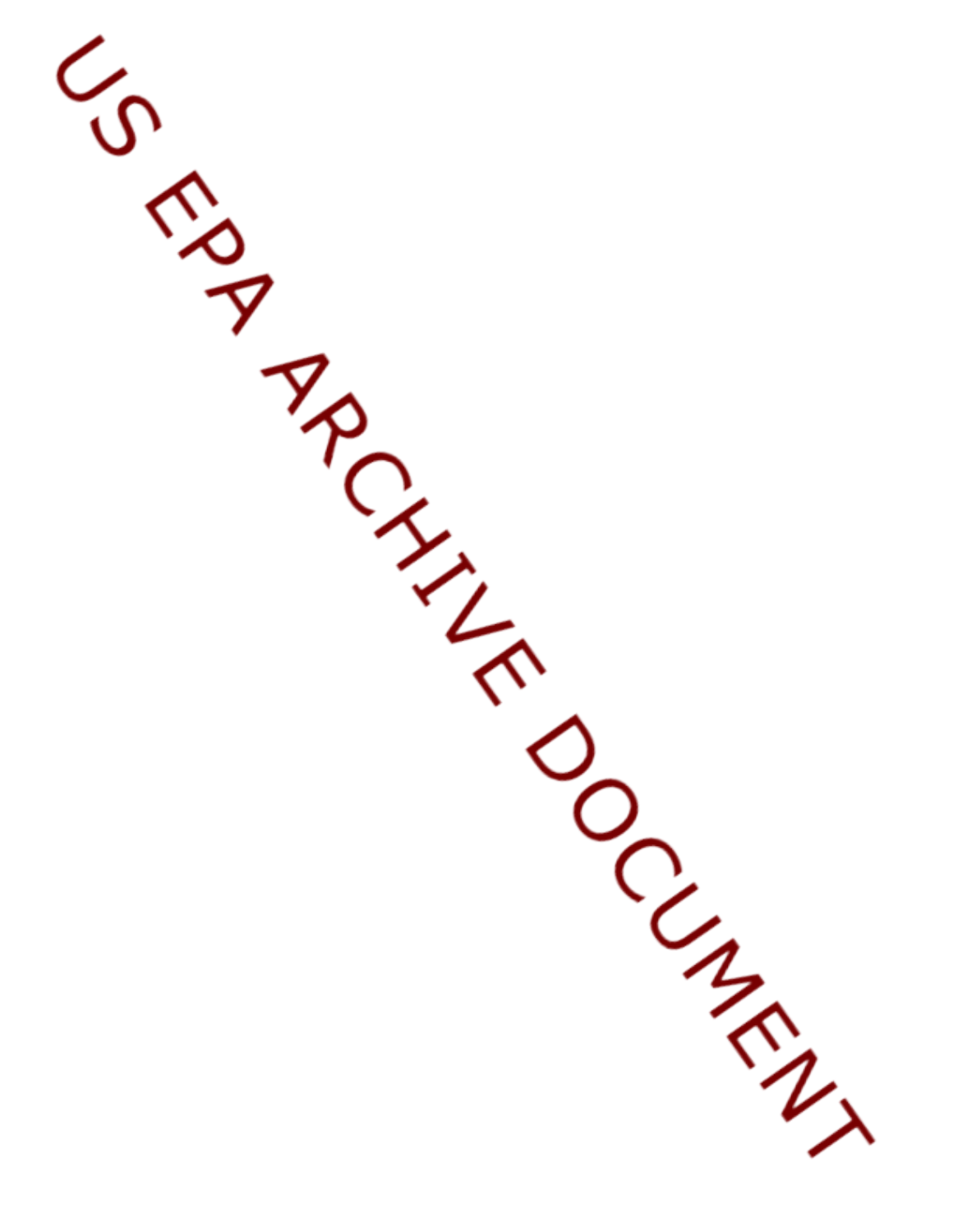US EPA ARCHIVE DOCUMENT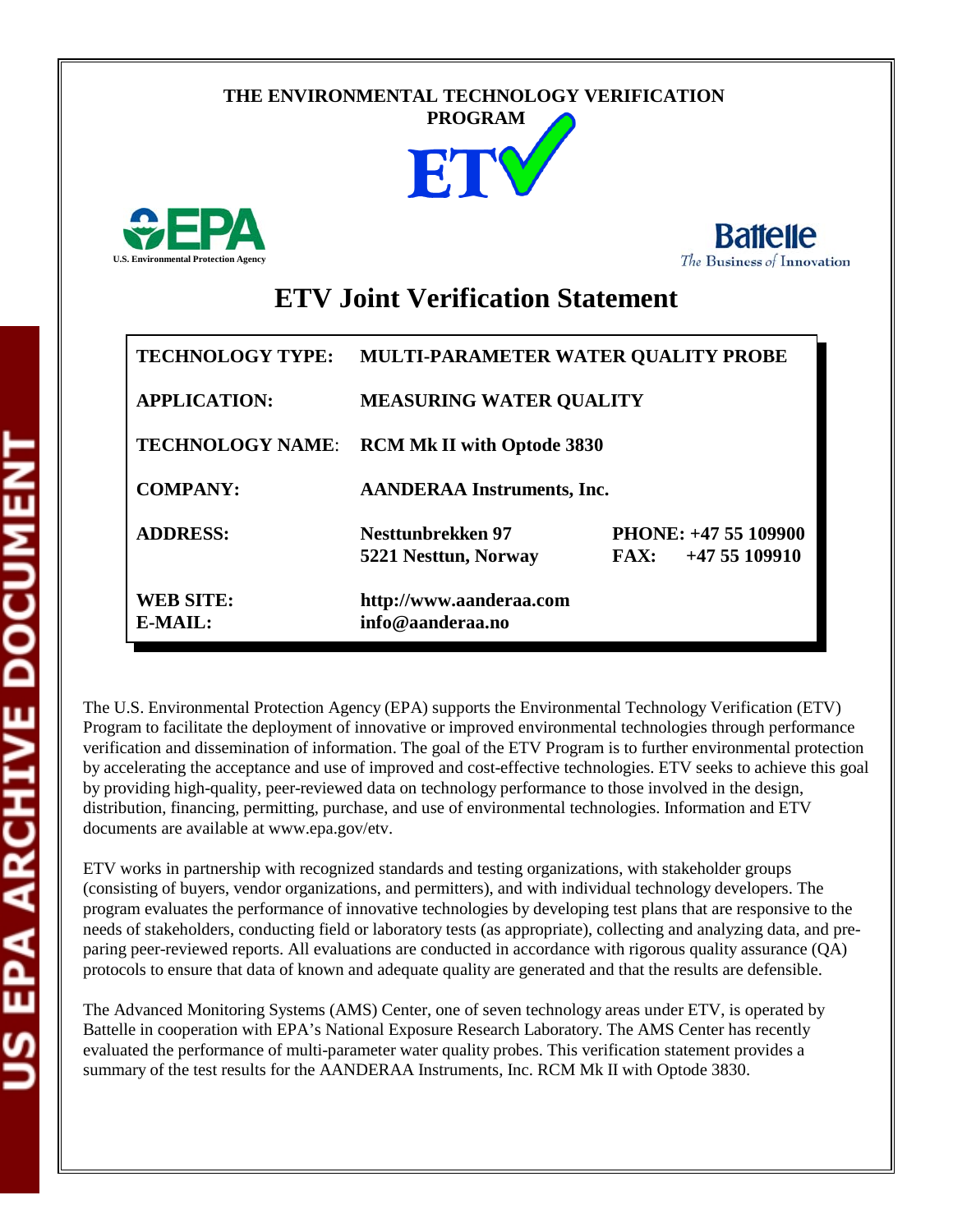THE ENVIRONMENTAL TECHNOLOGY VERIFICATION PROGRAM

ETV

U.S. Environmental Protection Agency

Battelle
The Business of Innovation

# ETV Joint Verification Statement

| | | |
|---|---|---|
| **TECHNOLOGY TYPE:** | **MULTI-PARAMETER WATER QUALITY PROBE** | |
| **APPLICATION:** | **MEASURING WATER QUALITY** | |
| **TECHNOLOGY NAME:** | **RCM Mk II with Optode 3830** | |
| **COMPANY:** | **AANDERAA Instruments, Inc.** | |
| **ADDRESS:** | **Nesttunbrekken 97**<br>**5221 Nesttun, Norway** | **PHONE: +47 55 109900**<br>**FAX: +47 55 109910** |
| **WEB SITE:**<br>**E-MAIL:** | **http://www.aanderaa.com**<br>**info@aanderaa.no** | |

The U.S. Environmental Protection Agency (EPA) supports the Environmental Technology Verification (ETV) Program to facilitate the deployment of innovative or improved environmental technologies through performance verification and dissemination of information. The goal of the ETV Program is to further environmental protection by accelerating the acceptance and use of improved and cost-effective technologies. ETV seeks to achieve this goal by providing high-quality, peer-reviewed data on technology performance to those involved in the design, distribution, financing, permitting, purchase, and use of environmental technologies. Information and ETV documents are available at www.epa.gov/etv.

ETV works in partnership with recognized standards and testing organizations, with stakeholder groups (consisting of buyers, vendor organizations, and permitters), and with individual technology developers. The program evaluates the performance of innovative technologies by developing test plans that are responsive to the needs of stakeholders, conducting field or laboratory tests (as appropriate), collecting and analyzing data, and preparing peer-reviewed reports. All evaluations are conducted in accordance with rigorous quality assurance (QA) protocols to ensure that data of known and adequate quality are generated and that the results are defensible.

The Advanced Monitoring Systems (AMS) Center, one of seven technology areas under ETV, is operated by Battelle in cooperation with EPA's National Exposure Research Laboratory. The AMS Center has recently evaluated the performance of multi-parameter water quality probes. This verification statement provides a summary of the test results for the AANDERAA Instruments, Inc. RCM Mk II with Optode 3830.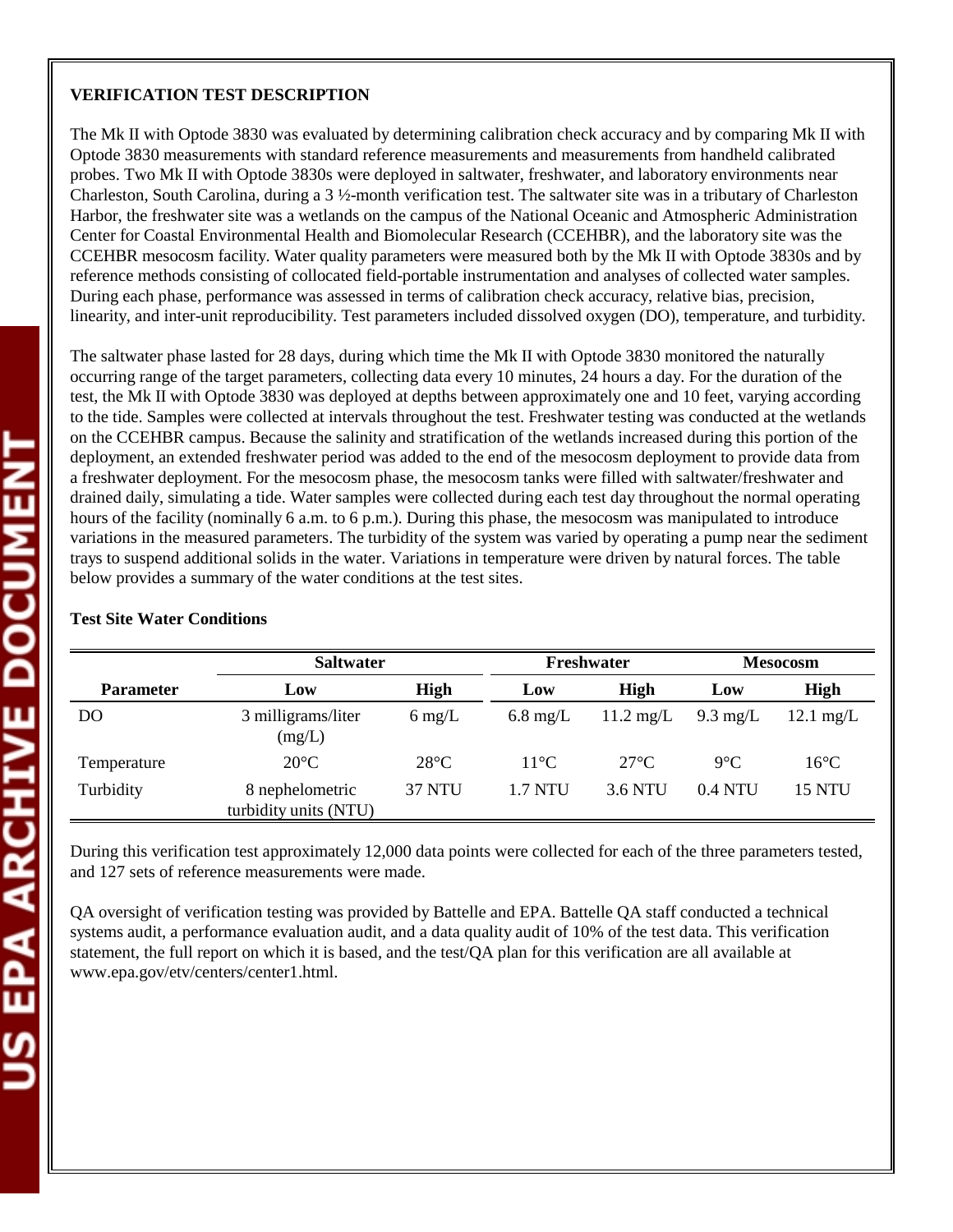**VERIFICATION TEST DESCRIPTION**

The Mk II with Optode 3830 was evaluated by determining calibration check accuracy and by comparing Mk II with Optode 3830 measurements with standard reference measurements and measurements from handheld calibrated probes. Two Mk II with Optode 3830s were deployed in saltwater, freshwater, and laboratory environments near Charleston, South Carolina, during a 3 ½-month verification test. The saltwater site was in a tributary of Charleston Harbor, the freshwater site was a wetlands on the campus of the National Oceanic and Atmospheric Administration Center for Coastal Environmental Health and Biomolecular Research (CCEHBR), and the laboratory site was the CCEHBR mesocosm facility. Water quality parameters were measured both by the Mk II with Optode 3830s and by reference methods consisting of collocated field-portable instrumentation and analyses of collected water samples. During each phase, performance was assessed in terms of calibration check accuracy, relative bias, precision, linearity, and inter-unit reproducibility. Test parameters included dissolved oxygen (DO), temperature, and turbidity.

The saltwater phase lasted for 28 days, during which time the Mk II with Optode 3830 monitored the naturally occurring range of the target parameters, collecting data every 10 minutes, 24 hours a day. For the duration of the test, the Mk II with Optode 3830 was deployed at depths between approximately one and 10 feet, varying according to the tide. Samples were collected at intervals throughout the test. Freshwater testing was conducted at the wetlands on the CCEHBR campus. Because the salinity and stratification of the wetlands increased during this portion of the deployment, an extended freshwater period was added to the end of the mesocosm deployment to provide data from a freshwater deployment. For the mesocosm phase, the mesocosm tanks were filled with saltwater/freshwater and drained daily, simulating a tide. Water samples were collected during each test day throughout the normal operating hours of the facility (nominally 6 a.m. to 6 p.m.). During this phase, the mesocosm was manipulated to introduce variations in the measured parameters. The turbidity of the system was varied by operating a pump near the sediment trays to suspend additional solids in the water. Variations in temperature were driven by natural forces. The table below provides a summary of the water conditions at the test sites.

**Test Site Water Conditions**

| | Saltwater | | Freshwater | | Mesocosm | |
|---|---|---|---|---|---|---|
| **Parameter** | **Low** | **High** | **Low** | **High** | **Low** | **High** |
| DO | 3 milligrams/liter (mg/L) | 6 mg/L | 6.8 mg/L | 11.2 mg/L | 9.3 mg/L | 12.1 mg/L |
| Temperature | 20°C | 28°C | 11°C | 27°C | 9°C | 16°C |
| Turbidity | 8 nephelometric turbidity units (NTU) | 37 NTU | 1.7 NTU | 3.6 NTU | 0.4 NTU | 15 NTU |

During this verification test approximately 12,000 data points were collected for each of the three parameters tested, and 127 sets of reference measurements were made.

QA oversight of verification testing was provided by Battelle and EPA. Battelle QA staff conducted a technical systems audit, a performance evaluation audit, and a data quality audit of 10% of the test data. This verification statement, the full report on which it is based, and the test/QA plan for this verification are all available at www.epa.gov/etv/centers/center1.html.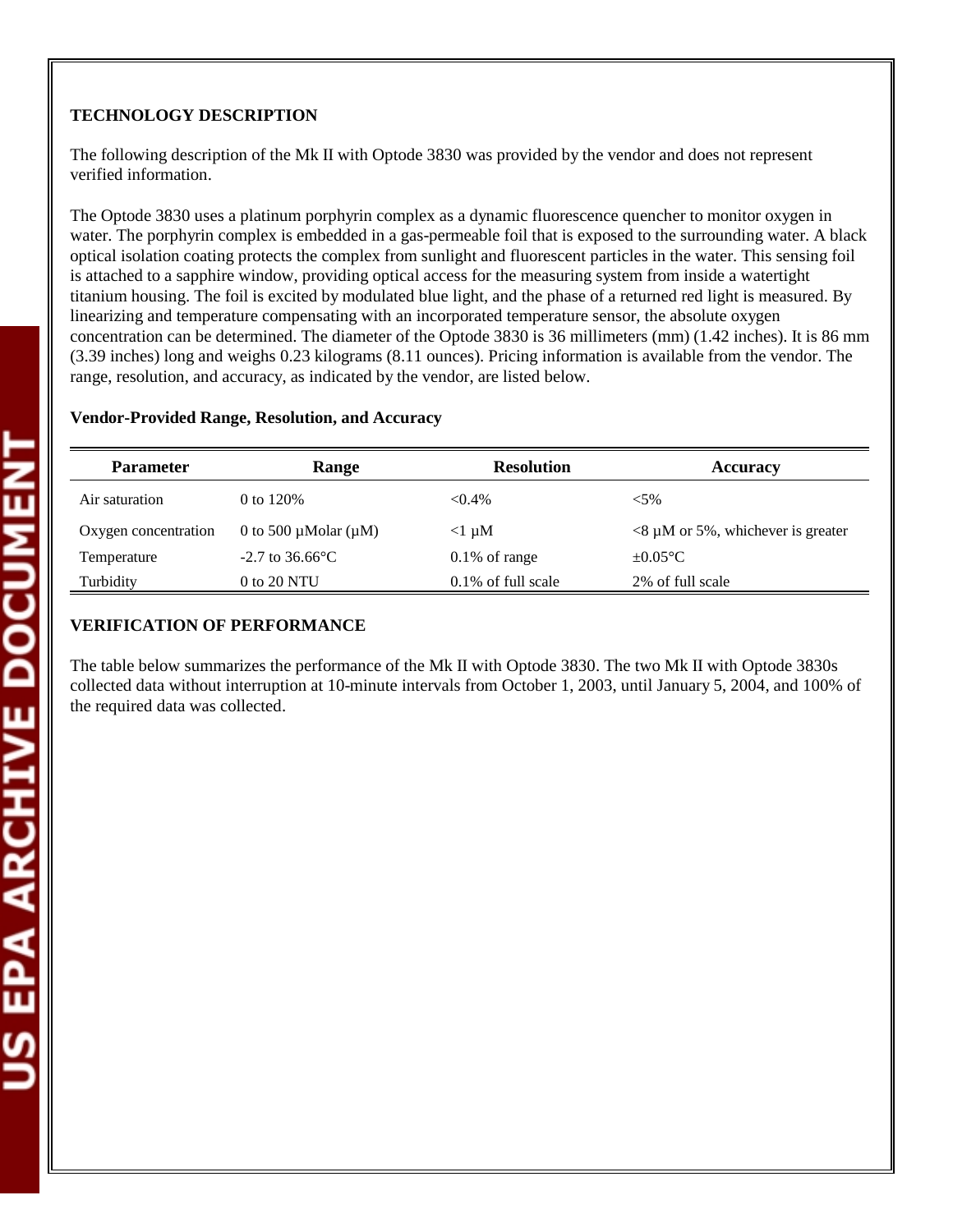## TECHNOLOGY DESCRIPTION

The following description of the Mk II with Optode 3830 was provided by the vendor and does not represent verified information.

The Optode 3830 uses a platinum porphyrin complex as a dynamic fluorescence quencher to monitor oxygen in water. The porphyrin complex is embedded in a gas-permeable foil that is exposed to the surrounding water. A black optical isolation coating protects the complex from sunlight and fluorescent particles in the water. This sensing foil is attached to a sapphire window, providing optical access for the measuring system from inside a watertight titanium housing. The foil is excited by modulated blue light, and the phase of a returned red light is measured. By linearizing and temperature compensating with an incorporated temperature sensor, the absolute oxygen concentration can be determined. The diameter of the Optode 3830 is 36 millimeters (mm) (1.42 inches). It is 86 mm (3.39 inches) long and weighs 0.23 kilograms (8.11 ounces). Pricing information is available from the vendor. The range, resolution, and accuracy, as indicated by the vendor, are listed below.

**Vendor-Provided Range, Resolution, and Accuracy**

| Parameter | Range | Resolution | Accuracy |
|---|---|---|---|
| Air saturation | 0 to 120% | <0.4% | <5% |
| Oxygen concentration | 0 to 500 µMolar (µM) | <1 µM | <8 µM or 5%, whichever is greater |
| Temperature | -2.7 to 36.66°C | 0.1% of range | ±0.05°C |
| Turbidity | 0 to 20 NTU | 0.1% of full scale | 2% of full scale |

## VERIFICATION OF PERFORMANCE

The table below summarizes the performance of the Mk II with Optode 3830. The two Mk II with Optode 3830s collected data without interruption at 10-minute intervals from October 1, 2003, until January 5, 2004, and 100% of the required data was collected.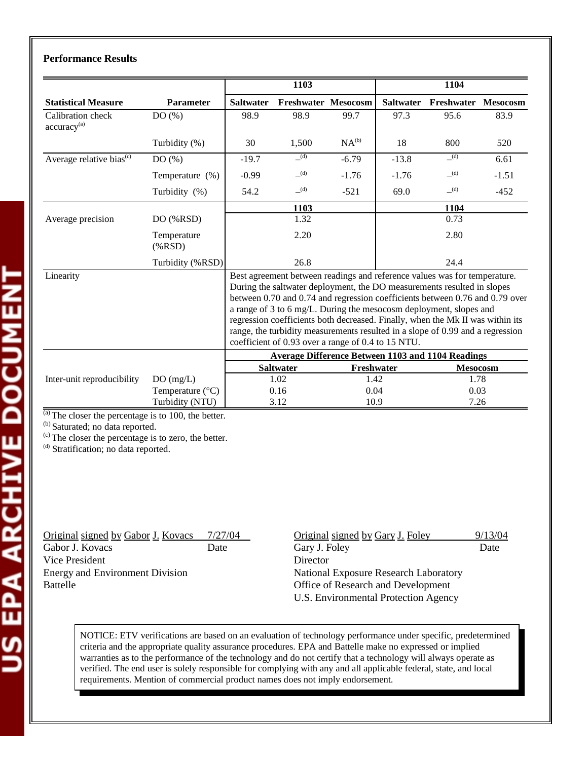**Performance Results**

| Statistical Measure | Parameter | 1103 Saltwater | 1103 Freshwater | 1103 Mesocosm | 1104 Saltwater | 1104 Freshwater | 1104 Mesocosm |
|---|---|---|---|---|---|---|---|
| Calibration check accuracy[(a)] | DO (%) | 98.9 | 98.9 | 99.7 | 97.3 | 95.6 | 83.9 |
| | Turbidity (%) | 30 | 1,500 | NA[(b)] | 18 | 800 | 520 |
| Average relative bias[(c)] | DO (%) | -19.7 | –[(d)] | -6.79 | -13.8 | –[(d)] | 6.61 |
| | Temperature (%) | -0.99 | –[(d)] | -1.76 | -1.76 | –[(d)] | -1.51 |
| | Turbidity (%) | 54.2 | –[(d)] | -521 | 69.0 | –[(d)] | -452 |

| Statistical Measure | Parameter | 1103 | 1104 |
|---|---|---|---|
| Average precision | DO (%RSD) | 1.32 | 0.73 |
| | Temperature (%RSD) | 2.20 | 2.80 |
| | Turbidity (%RSD) | 26.8 | 24.4 |

**Linearity:** Best agreement between readings and reference values was for temperature. During the saltwater deployment, the DO measurements resulted in slopes between 0.70 and 0.74 and regression coefficients between 0.76 and 0.79 over a range of 3 to 6 mg/L. During the mesocosm deployment, slopes and regression coefficients both decreased. Finally, when the Mk II was within its range, the turbidity measurements resulted in a slope of 0.99 and a regression coefficient of 0.93 over a range of 0.4 to 15 NTU.

| Statistical Measure | Parameter | Average Difference Between 1103 and 1104 Readings: Saltwater | Freshwater | Mesocosm |
|---|---|---|---|---|
| Inter-unit reproducibility | DO (mg/L) | 1.02 | 1.42 | 1.78 |
| | Temperature (°C) | 0.16 | 0.04 | 0.03 |
| | Turbidity (NTU) | 3.12 | 10.9 | 7.26 |

[(a)] The closer the percentage is to 100, the better.
[(b)] Saturated; no data reported.
[(c)] The closer the percentage is to zero, the better.
[(d)] Stratification; no data reported.

Original signed by Gabor J. Kovacs 7/27/04
Gabor J. Kovacs — Date
Vice President
Energy and Environment Division
Battelle

Original signed by Gary J. Foley 9/13/04
Gary J. Foley — Date
Director
National Exposure Research Laboratory
Office of Research and Development
U.S. Environmental Protection Agency

NOTICE: ETV verifications are based on an evaluation of technology performance under specific, predetermined criteria and the appropriate quality assurance procedures. EPA and Battelle make no expressed or implied warranties as to the performance of the technology and do not certify that a technology will always operate as verified. The end user is solely responsible for complying with any and all applicable federal, state, and local requirements. Mention of commercial product names does not imply endorsement.